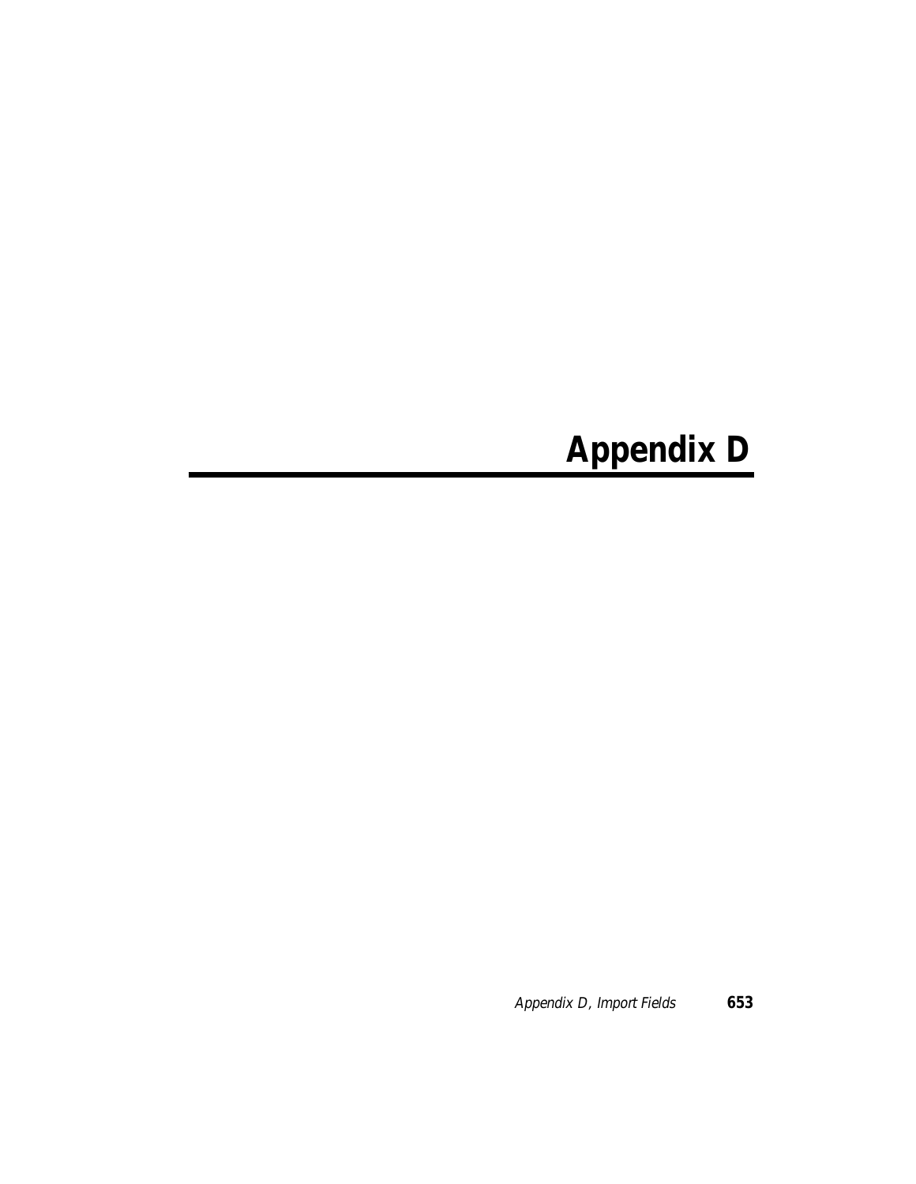# Appendix D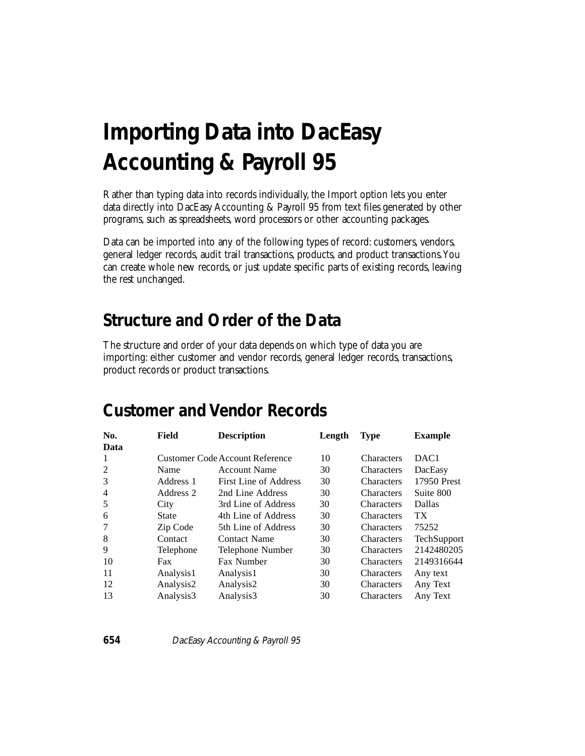# Importing Data into DacEasy Accounting & Payroll 95

Rather than typing data into records individually, the Import option lets you enter data directly into DacEasy Accounting & Payroll 95 from text files generated by other programs, such as spreadsheets, word processors or other accounting packages.

Data can be imported into any of the following types of record: customers, vendors, general ledger records, audit trail transactions, products, and product transactions. You can create whole new records, or just update specific parts of existing records, leaving the rest unchanged.

## Structure and Order of the Data

The structure and order of your data depends on which type of data you are importing: either customer and vendor records, general ledger records, transactions, product records or product transactions.

## Customer and Vendor Records

| No. Data | Field | Description | Length | Type | Example |
|---|---|---|---|---|---|
| 1 | Customer Code | Account Reference | 10 | Characters | DAC1 |
| 2 | Name | Account Name | 30 | Characters | DacEasy |
| 3 | Address 1 | First Line of Address | 30 | Characters | 17950 Prest |
| 4 | Address 2 | 2nd Line Address | 30 | Characters | Suite 800 |
| 5 | City | 3rd Line of Address | 30 | Characters | Dallas |
| 6 | State | 4th Line of Address | 30 | Characters | TX |
| 7 | Zip Code | 5th Line of Address | 30 | Characters | 75252 |
| 8 | Contact | Contact Name | 30 | Characters | TechSupport |
| 9 | Telephone | Telephone Number | 30 | Characters | 2142480205 |
| 10 | Fax | Fax Number | 30 | Characters | 2149316644 |
| 11 | Analysis1 | Analysis1 | 30 | Characters | Any text |
| 12 | Analysis2 | Analysis2 | 30 | Characters | Any Text |
| 13 | Analysis3 | Analysis3 | 30 | Characters | Any Text |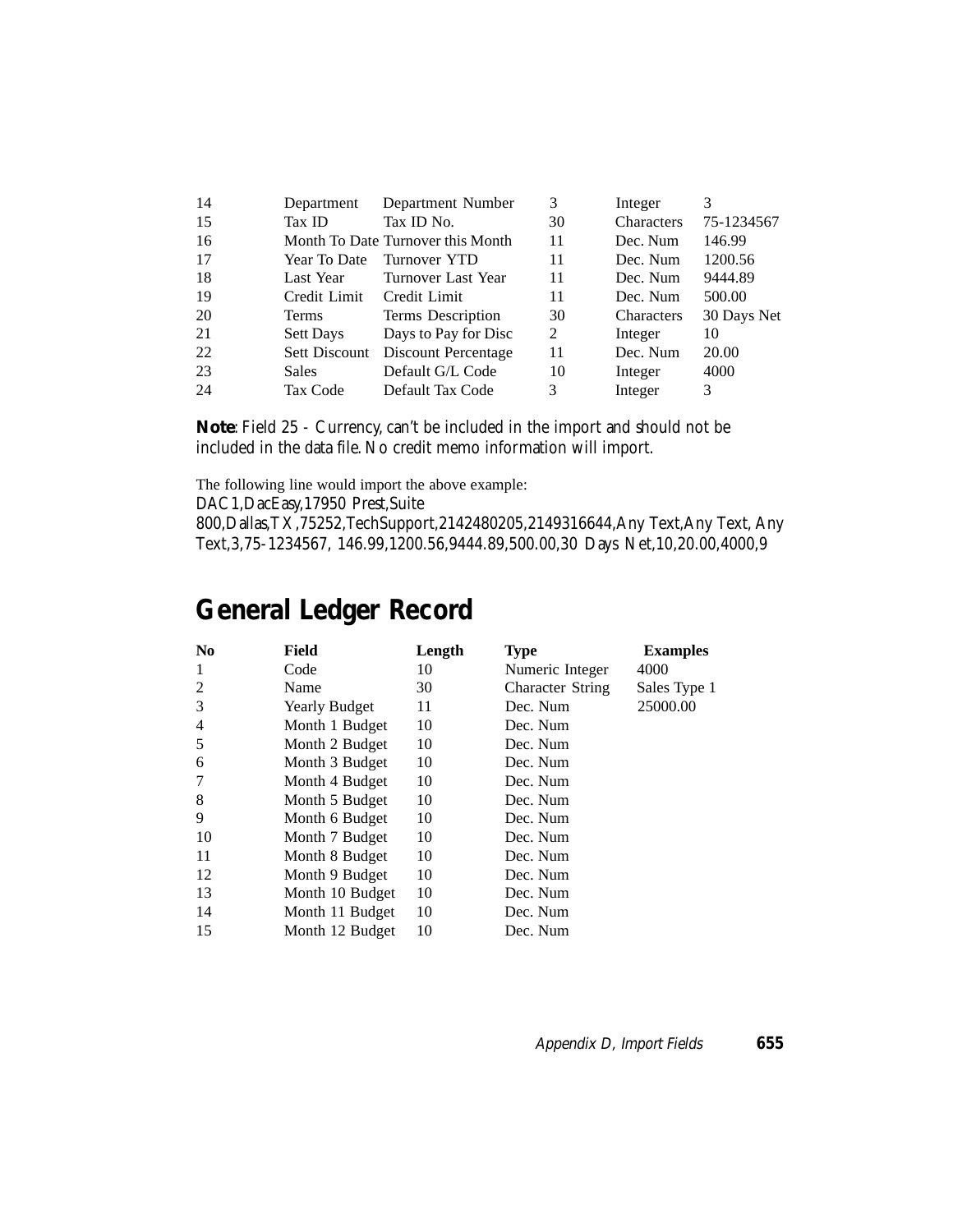| | | | | | |
|---|---|---|---|---|---|
| 14 | Department | Department Number | 3 | Integer | 3 |
| 15 | Tax ID | Tax ID No. | 30 | Characters | 75-1234567 |
| 16 | Month To Date | Turnover this Month | 11 | Dec. Num | 146.99 |
| 17 | Year To Date | Turnover YTD | 11 | Dec. Num | 1200.56 |
| 18 | Last Year | Turnover Last Year | 11 | Dec. Num | 9444.89 |
| 19 | Credit Limit | Credit Limit | 11 | Dec. Num | 500.00 |
| 20 | Terms | Terms Description | 30 | Characters | 30 Days Net |
| 21 | Sett Days | Days to Pay for Disc | 2 | Integer | 10 |
| 22 | Sett Discount | Discount Percentage | 11 | Dec. Num | 20.00 |
| 23 | Sales | Default G/L Code | 10 | Integer | 4000 |
| 24 | Tax Code | Default Tax Code | 3 | Integer | 3 |

**Note**: Field 25 - Currency, can't be included in the import and should not be included in the data file. No credit memo information will import.

The following line would import the above example:

DAC1,DacEasy,17950 Prest,Suite 800,Dallas,TX,75252,TechSupport,2142480205,2149316644,Any Text,Any Text, Any Text,3,75-1234567, 146.99,1200.56,9444.89,500.00,30 Days Net,10,20.00,4000,9

## General Ledger Record

| No | Field | Length | Type | Examples |
|---|---|---|---|---|
| 1 | Code | 10 | Numeric Integer | 4000 |
| 2 | Name | 30 | Character String | Sales Type 1 |
| 3 | Yearly Budget | 11 | Dec. Num | 25000.00 |
| 4 | Month 1 Budget | 10 | Dec. Num | |
| 5 | Month 2 Budget | 10 | Dec. Num | |
| 6 | Month 3 Budget | 10 | Dec. Num | |
| 7 | Month 4 Budget | 10 | Dec. Num | |
| 8 | Month 5 Budget | 10 | Dec. Num | |
| 9 | Month 6 Budget | 10 | Dec. Num | |
| 10 | Month 7 Budget | 10 | Dec. Num | |
| 11 | Month 8 Budget | 10 | Dec. Num | |
| 12 | Month 9 Budget | 10 | Dec. Num | |
| 13 | Month 10 Budget | 10 | Dec. Num | |
| 14 | Month 11 Budget | 10 | Dec. Num | |
| 15 | Month 12 Budget | 10 | Dec. Num | |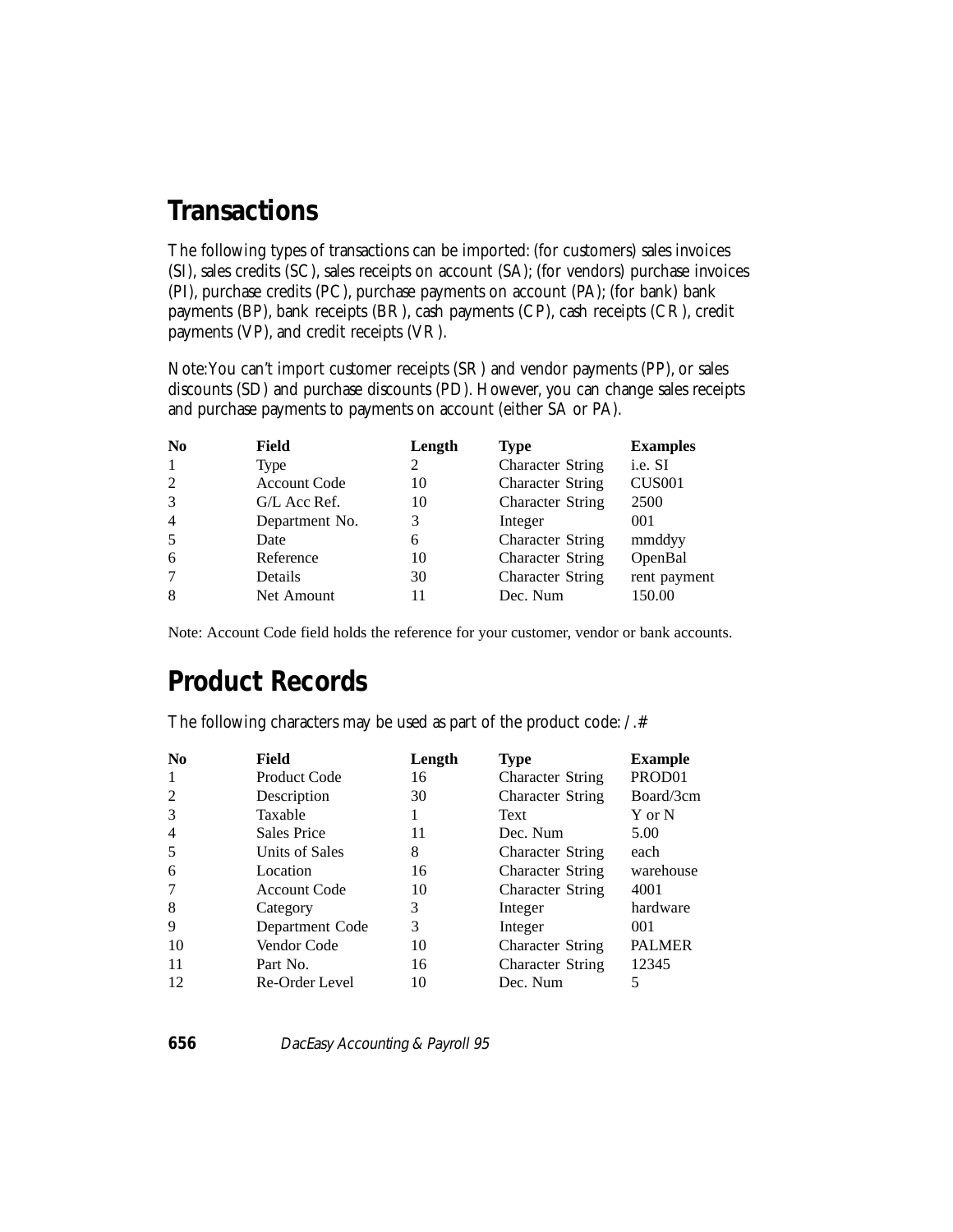## Transactions

The following types of transactions can be imported: (for customers) sales invoices (SI), sales credits (SC), sales receipts on account (SA); (for vendors) purchase invoices (PI), purchase credits (PC), purchase payments on account (PA); (for bank) bank payments (BP), bank receipts (BR), cash payments (CP), cash receipts (CR), credit payments (VP), and credit receipts (VR).

Note:You can't import customer receipts (SR) and vendor payments (PP), or sales discounts (SD) and purchase discounts (PD). However, you can change sales receipts and purchase payments to payments on account (either SA or PA).

| No | Field | Length | Type | Examples |
|---|---|---|---|---|
| 1 | Type | 2 | Character String | i.e. SI |
| 2 | Account Code | 10 | Character String | CUS001 |
| 3 | G/L Acc Ref. | 10 | Character String | 2500 |
| 4 | Department No. | 3 | Integer | 001 |
| 5 | Date | 6 | Character String | mmddyy |
| 6 | Reference | 10 | Character String | OpenBal |
| 7 | Details | 30 | Character String | rent payment |
| 8 | Net Amount | 11 | Dec. Num | 150.00 |

Note: Account Code field holds the reference for your customer, vendor or bank accounts.

## Product Records

The following characters may be used as part of the product code: / . #

| No | Field | Length | Type | Example |
|---|---|---|---|---|
| 1 | Product Code | 16 | Character String | PROD01 |
| 2 | Description | 30 | Character String | Board/3cm |
| 3 | Taxable | 1 | Text | Y or N |
| 4 | Sales Price | 11 | Dec. Num | 5.00 |
| 5 | Units of Sales | 8 | Character String | each |
| 6 | Location | 16 | Character String | warehouse |
| 7 | Account Code | 10 | Character String | 4001 |
| 8 | Category | 3 | Integer | hardware |
| 9 | Department Code | 3 | Integer | 001 |
| 10 | Vendor Code | 10 | Character String | PALMER |
| 11 | Part No. | 16 | Character String | 12345 |
| 12 | Re-Order Level | 10 | Dec. Num | 5 |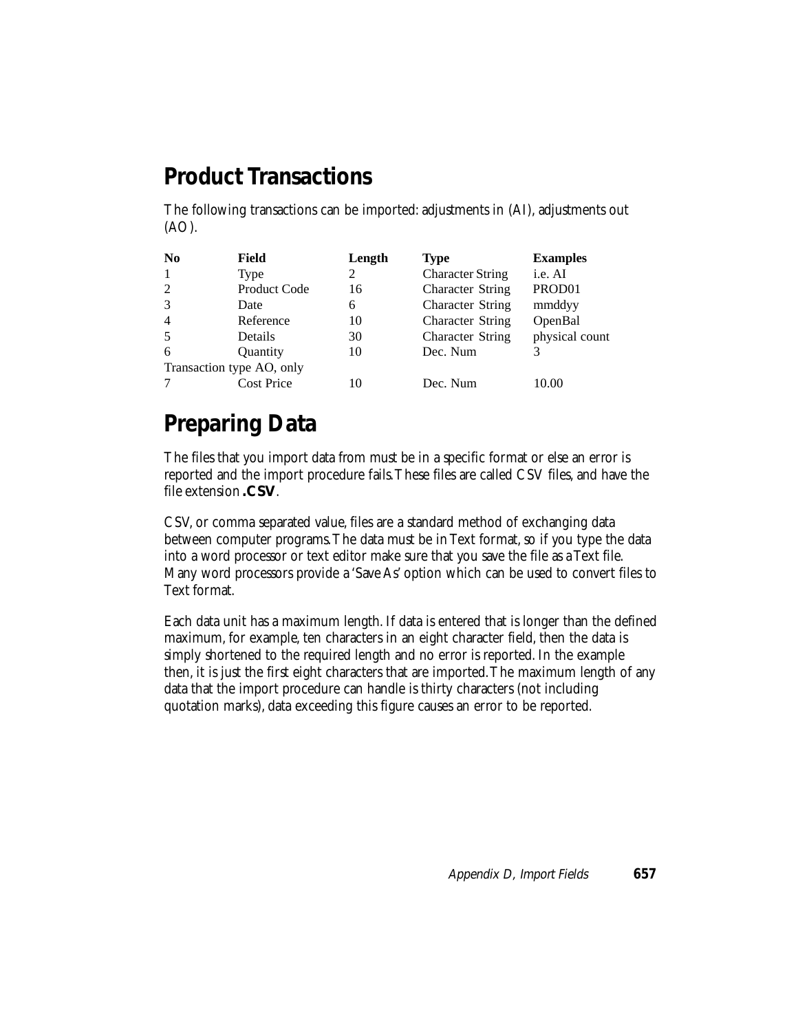## Product Transactions

The following transactions can be imported: adjustments in (AI), adjustments out (AO).

| No | Field | Length | Type | Examples |
|---|---|---|---|---|
| 1 | Type | 2 | Character String | i.e. AI |
| 2 | Product Code | 16 | Character String | PROD01 |
| 3 | Date | 6 | Character String | mmddyy |
| 4 | Reference | 10 | Character String | OpenBal |
| 5 | Details | 30 | Character String | physical count |
| 6 | Quantity | 10 | Dec. Num | 3 |
| Transaction type AO, only | | | | |
| 7 | Cost Price | 10 | Dec. Num | 10.00 |

## Preparing Data

The files that you import data from must be in a specific format or else an error is reported and the import procedure fails. These files are called CSV files, and have the file extension **.CSV**.

CSV, or comma separated value, files are a standard method of exchanging data between computer programs. The data must be in Text format, so if you type the data into a word processor or text editor make sure that you save the file as a Text file. Many word processors provide a 'Save As' option which can be used to convert files to Text format.

Each data unit has a maximum length. If data is entered that is longer than the defined maximum, for example, ten characters in an eight character field, then the data is simply shortened to the required length and no error is reported. In the example then, it is just the first eight characters that are imported. The maximum length of any data that the import procedure can handle is thirty characters (not including quotation marks), data exceeding this figure causes an error to be reported.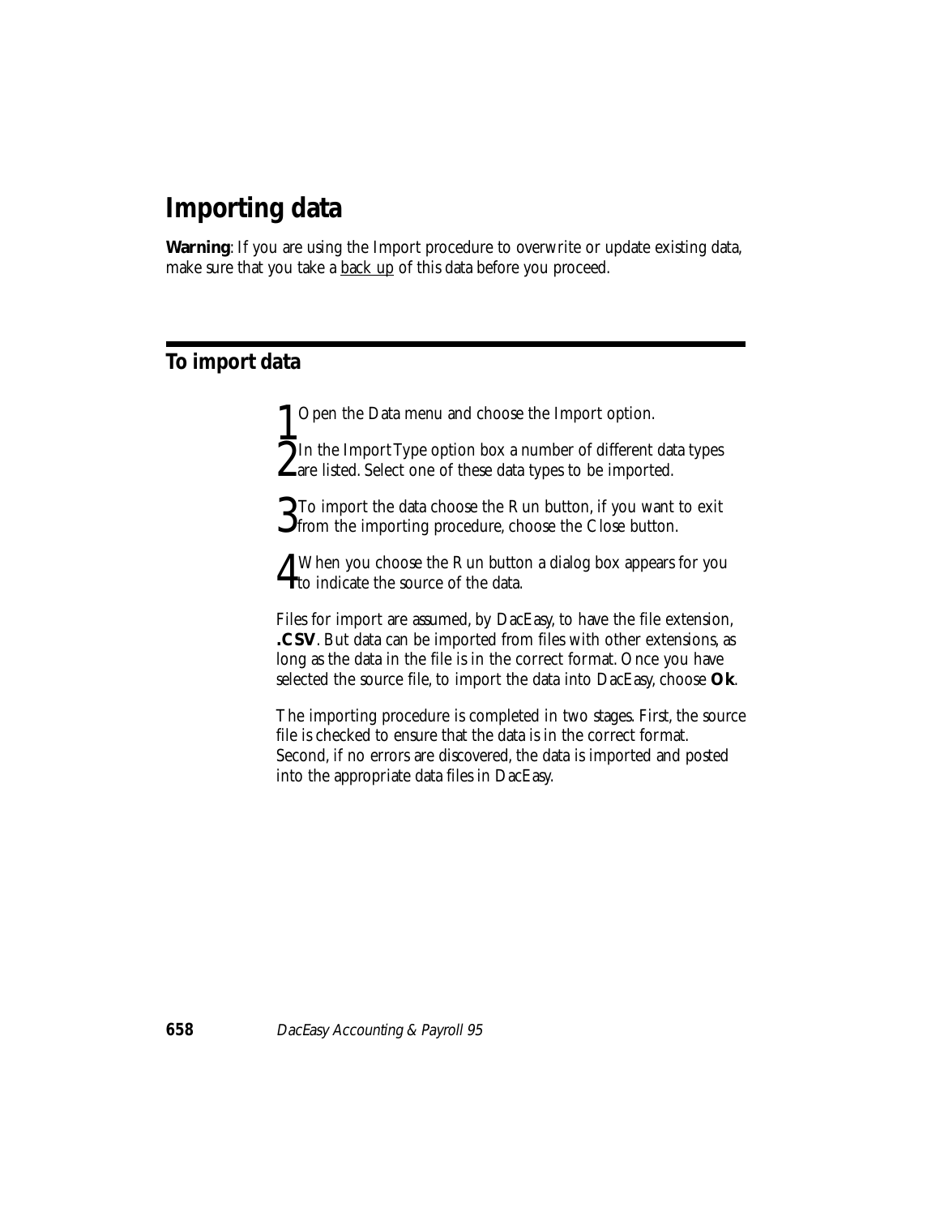# Importing data

**Warning**: If you are using the Import procedure to overwrite or update existing data, make sure that you take a back up of this data before you proceed.

## To import data

1. Open the Data menu and choose the Import option.
2. In the Import Type option box a number of different data types are listed. Select one of these data types to be imported.
3. To import the data choose the Run button, if you want to exit from the importing procedure, choose the Close button.
4. When you choose the Run button a dialog box appears for you to indicate the source of the data.

Files for import are assumed, by DacEasy, to have the file extension, **.CSV**. But data can be imported from files with other extensions, as long as the data in the file is in the correct format. Once you have selected the source file, to import the data into DacEasy, choose **Ok**.

The importing procedure is completed in two stages. First, the source file is checked to ensure that the data is in the correct format. Second, if no errors are discovered, the data is imported and posted into the appropriate data files in DacEasy.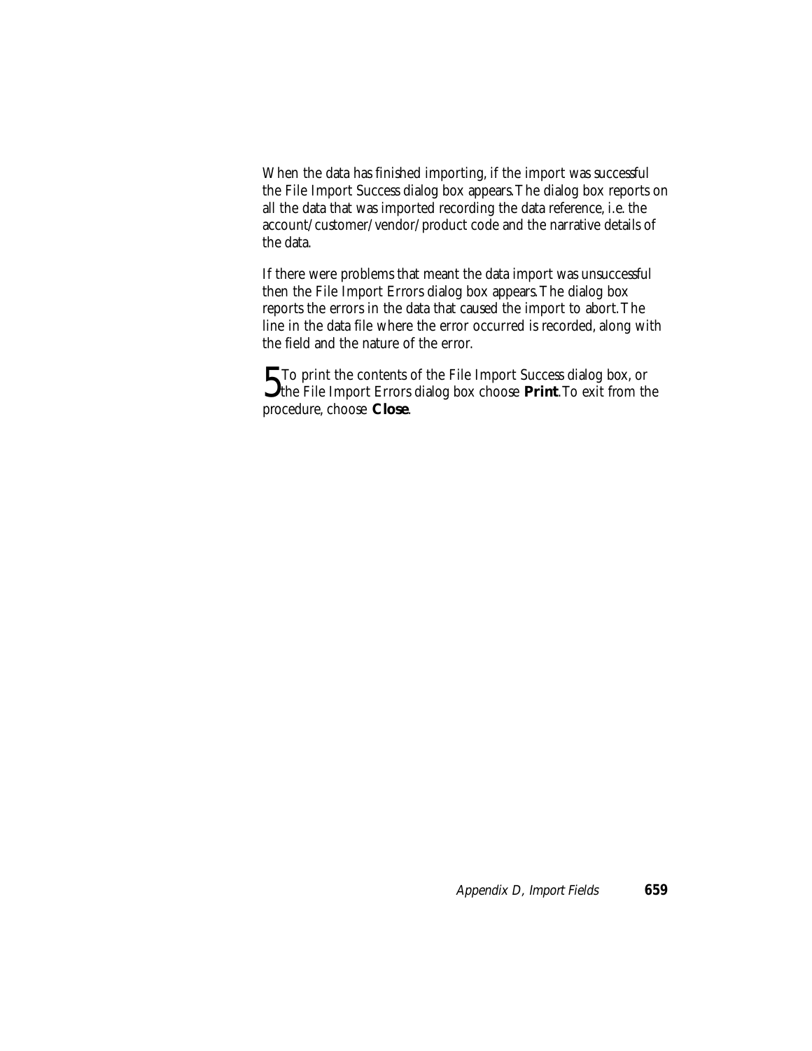When the data has finished importing, if the import was successful the File Import Success dialog box appears. The dialog box reports on all the data that was imported recording the data reference, i.e. the account/customer/vendor/product code and the narrative details of the data.

If there were problems that meant the data import was unsuccessful then the File Import Errors dialog box appears. The dialog box reports the errors in the data that caused the import to abort. The line in the data file where the error occurred is recorded, along with the field and the nature of the error.

5 To print the contents of the File Import Success dialog box, or the File Import Errors dialog box choose **Print**. To exit from the procedure, choose **Close**.